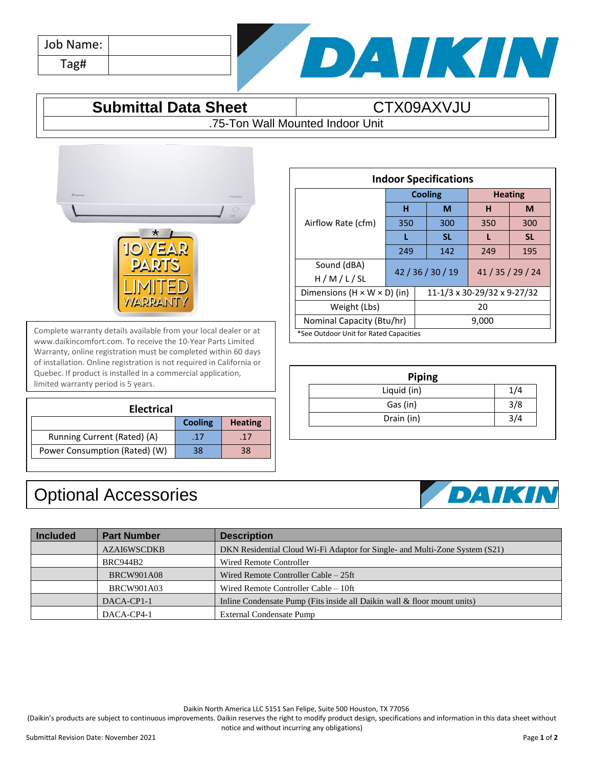| Job Name: | |
|---|---|
| Tag# | |

# Submittal Data Sheet — CTX09AXVJU

.75-Ton Wall Mounted Indoor Unit

10 YEAR PARTS LIMITED WARRANTY *

Complete warranty details available from your local dealer or at www.daikincomfort.com. To receive the 10-Year Parts Limited Warranty, online registration must be completed within 60 days of installation. Online registration is not required in California or Quebec. If product is installed in a commercial application, limited warranty period is 5 years.

## Indoor Specifications

| | Cooling | | Heating | |
|---|---|---|---|---|
| | H | M | H | M |
| Airflow Rate (cfm) | 350 | 300 | 350 | 300 |
| | L | SL | L | SL |
| | 249 | 142 | 249 | 195 |
| Sound (dBA) H / M / L / SL | 42 / 36 / 30 / 19 | | 41 / 35 / 29 / 24 | |
| Dimensions (H × W × D) (in) | 11-1/3 x 30-29/32 x 9-27/32 | | | |
| Weight (Lbs) | 20 | | | |
| Nominal Capacity (Btu/hr) | 9,000 | | | |

*See Outdoor Unit for Rated Capacities

## Electrical

| | Cooling | Heating |
|---|---|---|
| Running Current (Rated) (A) | .17 | .17 |
| Power Consumption (Rated) (W) | 38 | 38 |

## Piping

| | |
|---|---|
| Liquid (in) | 1/4 |
| Gas (in) | 3/8 |
| Drain (in) | 3/4 |

# Optional Accessories

| Included | Part Number | Description |
|---|---|---|
| | AZAI6WSCDKB | DKN Residential Cloud Wi-Fi Adaptor for Single- and Multi-Zone System (S21) |
| | BRC944B2 | Wired Remote Controller |
| | BRCW901A08 | Wired Remote Controller Cable – 25ft |
| | BRCW901A03 | Wired Remote Controller Cable – 10ft |
| | DACA-CP1-1 | Inline Condensate Pump (Fits inside all Daikin wall & floor mount units) |
| | DACA-CP4-1 | External Condensate Pump |

Daikin North America LLC 5151 San Felipe, Suite 500 Houston, TX 77056

(Daikin's products are subject to continuous improvements. Daikin reserves the right to modify product design, specifications and information in this data sheet without notice and without incurring any obligations)

Submittal Revision Date: November 2021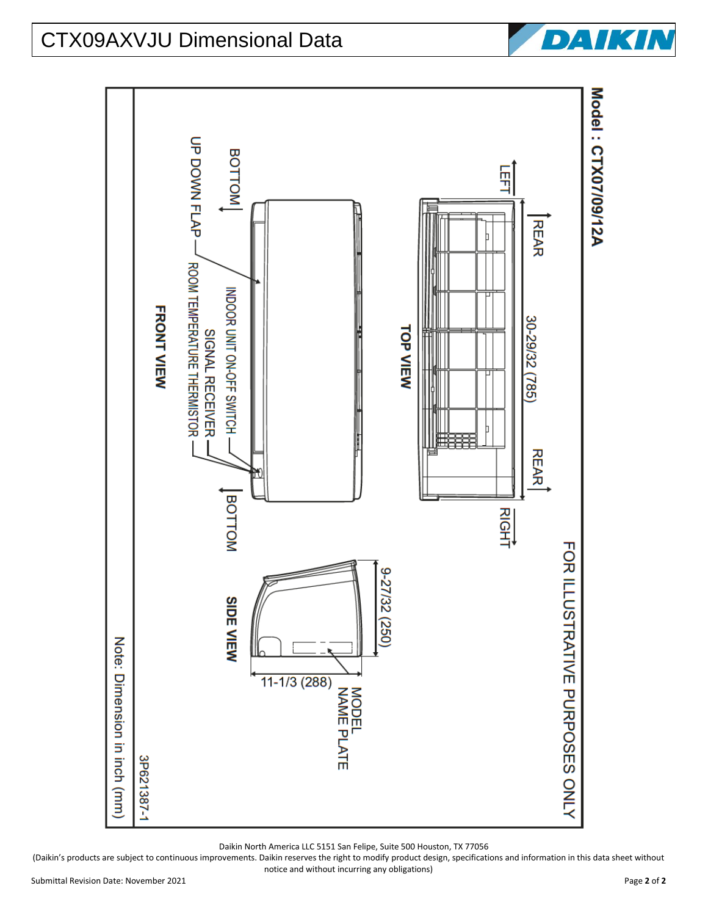# CTX09AXVJU Dimensional Data

Model : CTX07/09/12A

FOR ILLUSTRATIVE PURPOSES ONLY

LEFT

REAR

30-29/32 (785)

REAR

RIGHT

TOP VIEW

9-27/32 (250)

11-1/3 (288)

MODEL NAME PLATE

SIDE VIEW

BOTTOM

UP DOWN FLAP

INDOOR UNIT ON-OFF SWITCH

SIGNAL RECEIVER

ROOM TEMPERATURE THERMISTOR

BOTTOM

FRONT VIEW

Note: Dimension in inch (mm)

3P621387-1

Daikin North America LLC 5151 San Felipe, Suite 500 Houston, TX 77056

(Daikin's products are subject to continuous improvements. Daikin reserves the right to modify product design, specifications and information in this data sheet without notice and without incurring any obligations)

Submittal Revision Date: November 2021